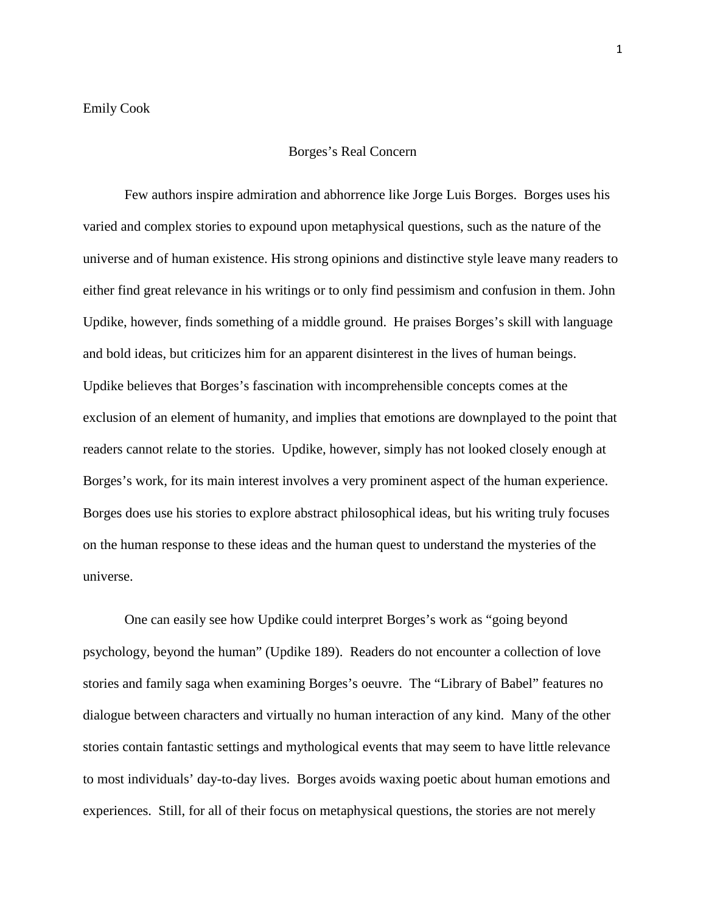Emily Cook

# Borges's Real Concern

Few authors inspire admiration and abhorrence like Jorge Luis Borges. Borges uses his varied and complex stories to expound upon metaphysical questions, such as the nature of the universe and of human existence. His strong opinions and distinctive style leave many readers to either find great relevance in his writings or to only find pessimism and confusion in them. John Updike, however, finds something of a middle ground. He praises Borges's skill with language and bold ideas, but criticizes him for an apparent disinterest in the lives of human beings. Updike believes that Borges's fascination with incomprehensible concepts comes at the exclusion of an element of humanity, and implies that emotions are downplayed to the point that readers cannot relate to the stories. Updike, however, simply has not looked closely enough at Borges's work, for its main interest involves a very prominent aspect of the human experience. Borges does use his stories to explore abstract philosophical ideas, but his writing truly focuses on the human response to these ideas and the human quest to understand the mysteries of the universe.

One can easily see how Updike could interpret Borges's work as "going beyond psychology, beyond the human" (Updike 189). Readers do not encounter a collection of love stories and family saga when examining Borges's oeuvre. The "Library of Babel" features no dialogue between characters and virtually no human interaction of any kind. Many of the other stories contain fantastic settings and mythological events that may seem to have little relevance to most individuals' day-to-day lives. Borges avoids waxing poetic about human emotions and experiences. Still, for all of their focus on metaphysical questions, the stories are not merely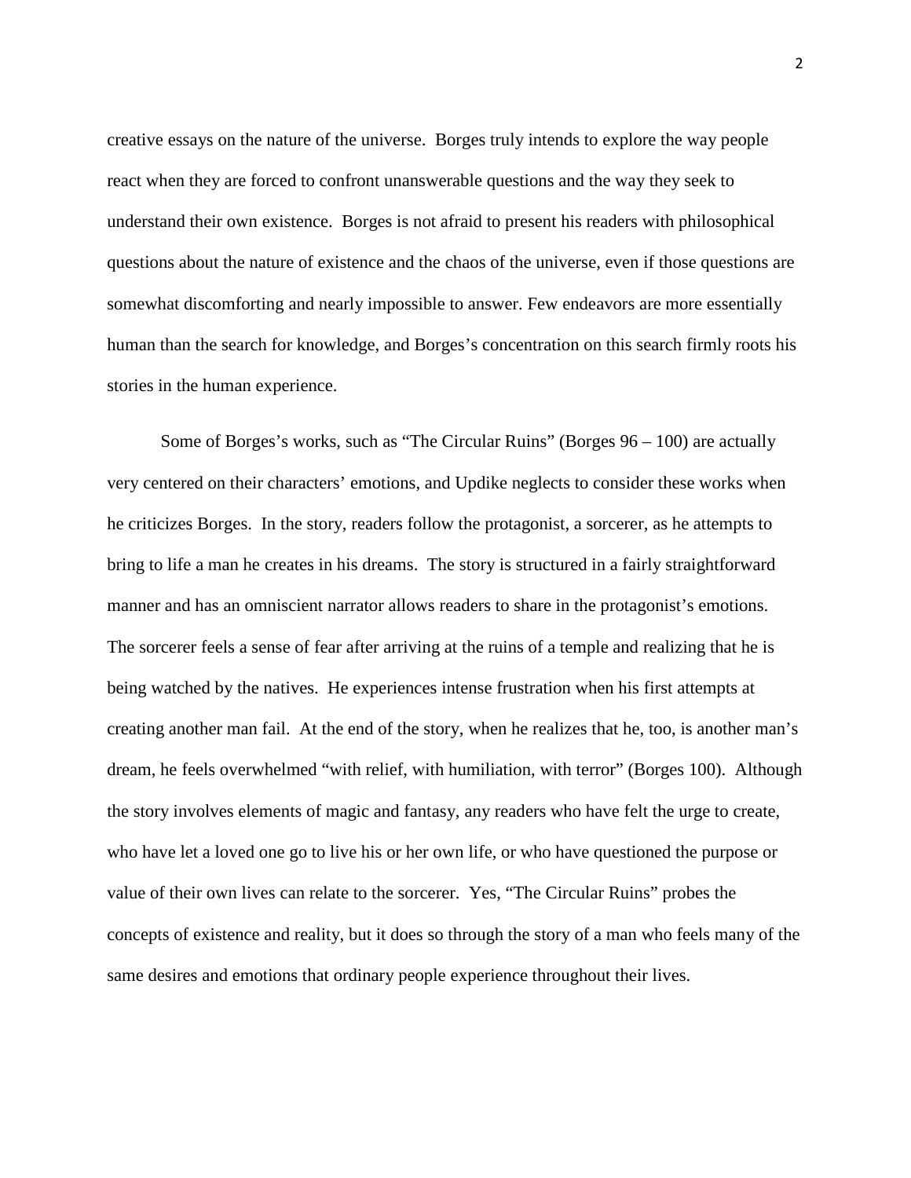creative essays on the nature of the universe. Borges truly intends to explore the way people react when they are forced to confront unanswerable questions and the way they seek to understand their own existence. Borges is not afraid to present his readers with philosophical questions about the nature of existence and the chaos of the universe, even if those questions are somewhat discomforting and nearly impossible to answer. Few endeavors are more essentially human than the search for knowledge, and Borges's concentration on this search firmly roots his stories in the human experience.

Some of Borges's works, such as "The Circular Ruins" (Borges 96 – 100) are actually very centered on their characters' emotions, and Updike neglects to consider these works when he criticizes Borges. In the story, readers follow the protagonist, a sorcerer, as he attempts to bring to life a man he creates in his dreams. The story is structured in a fairly straightforward manner and has an omniscient narrator allows readers to share in the protagonist's emotions. The sorcerer feels a sense of fear after arriving at the ruins of a temple and realizing that he is being watched by the natives. He experiences intense frustration when his first attempts at creating another man fail. At the end of the story, when he realizes that he, too, is another man's dream, he feels overwhelmed "with relief, with humiliation, with terror" (Borges 100). Although the story involves elements of magic and fantasy, any readers who have felt the urge to create, who have let a loved one go to live his or her own life, or who have questioned the purpose or value of their own lives can relate to the sorcerer. Yes, "The Circular Ruins" probes the concepts of existence and reality, but it does so through the story of a man who feels many of the same desires and emotions that ordinary people experience throughout their lives.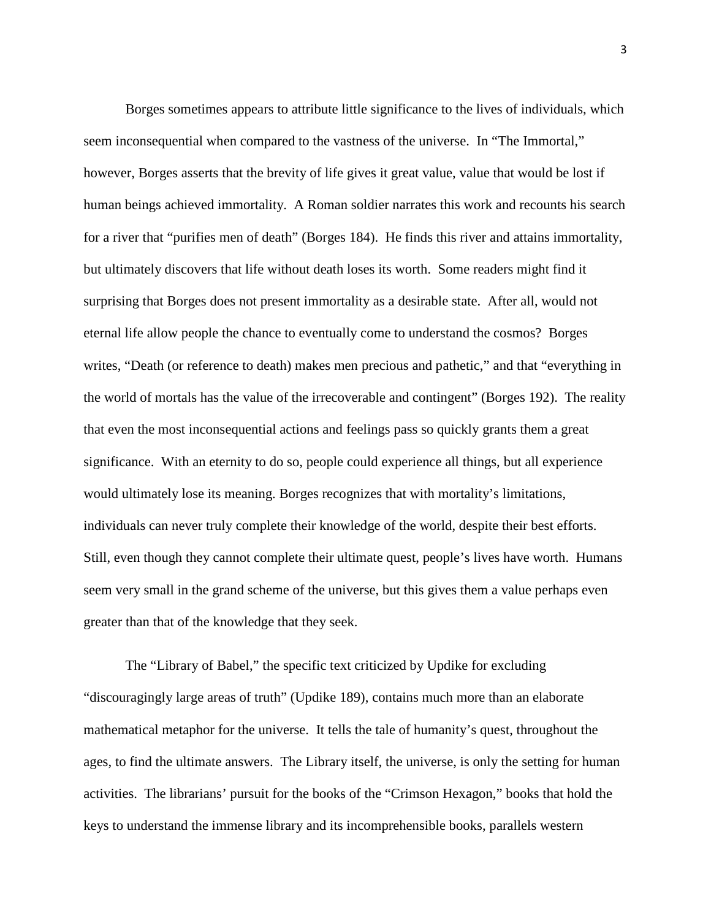Borges sometimes appears to attribute little significance to the lives of individuals, which seem inconsequential when compared to the vastness of the universe. In "The Immortal," however, Borges asserts that the brevity of life gives it great value, value that would be lost if human beings achieved immortality. A Roman soldier narrates this work and recounts his search for a river that "purifies men of death" (Borges 184). He finds this river and attains immortality, but ultimately discovers that life without death loses its worth. Some readers might find it surprising that Borges does not present immortality as a desirable state. After all, would not eternal life allow people the chance to eventually come to understand the cosmos? Borges writes, "Death (or reference to death) makes men precious and pathetic," and that "everything in the world of mortals has the value of the irrecoverable and contingent" (Borges 192). The reality that even the most inconsequential actions and feelings pass so quickly grants them a great significance. With an eternity to do so, people could experience all things, but all experience would ultimately lose its meaning. Borges recognizes that with mortality's limitations, individuals can never truly complete their knowledge of the world, despite their best efforts. Still, even though they cannot complete their ultimate quest, people's lives have worth. Humans seem very small in the grand scheme of the universe, but this gives them a value perhaps even greater than that of the knowledge that they seek.

The "Library of Babel," the specific text criticized by Updike for excluding "discouragingly large areas of truth" (Updike 189), contains much more than an elaborate mathematical metaphor for the universe. It tells the tale of humanity's quest, throughout the ages, to find the ultimate answers. The Library itself, the universe, is only the setting for human activities. The librarians' pursuit for the books of the "Crimson Hexagon," books that hold the keys to understand the immense library and its incomprehensible books, parallels western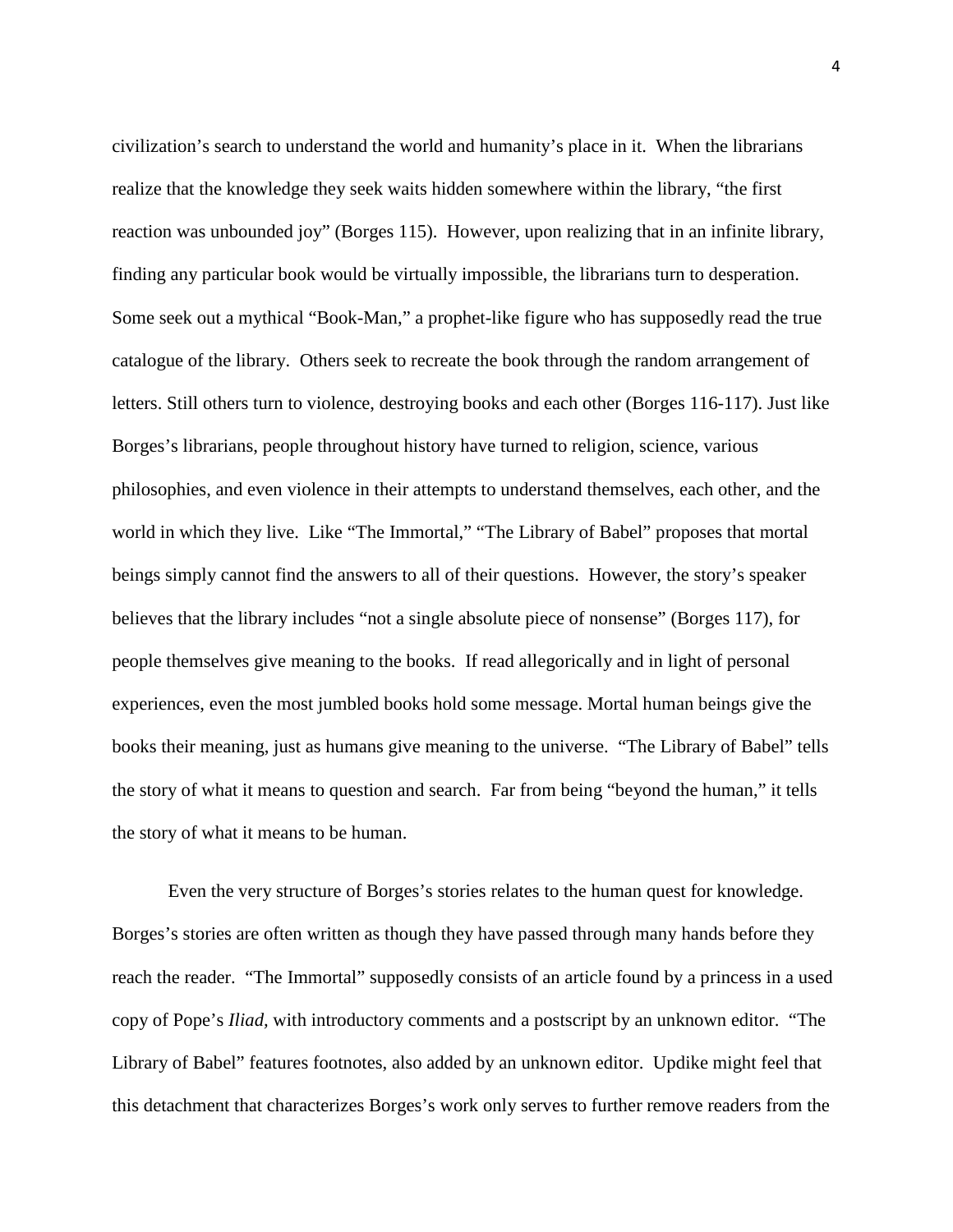civilization's search to understand the world and humanity's place in it. When the librarians realize that the knowledge they seek waits hidden somewhere within the library, "the first reaction was unbounded joy" (Borges 115). However, upon realizing that in an infinite library, finding any particular book would be virtually impossible, the librarians turn to desperation. Some seek out a mythical "Book-Man," a prophet-like figure who has supposedly read the true catalogue of the library. Others seek to recreate the book through the random arrangement of letters. Still others turn to violence, destroying books and each other (Borges 116-117). Just like Borges's librarians, people throughout history have turned to religion, science, various philosophies, and even violence in their attempts to understand themselves, each other, and the world in which they live. Like "The Immortal," "The Library of Babel" proposes that mortal beings simply cannot find the answers to all of their questions. However, the story's speaker believes that the library includes "not a single absolute piece of nonsense" (Borges 117), for people themselves give meaning to the books. If read allegorically and in light of personal experiences, even the most jumbled books hold some message. Mortal human beings give the books their meaning, just as humans give meaning to the universe. "The Library of Babel" tells the story of what it means to question and search. Far from being "beyond the human," it tells the story of what it means to be human.

Even the very structure of Borges's stories relates to the human quest for knowledge. Borges's stories are often written as though they have passed through many hands before they reach the reader. "The Immortal" supposedly consists of an article found by a princess in a used copy of Pope's *Iliad*, with introductory comments and a postscript by an unknown editor. "The Library of Babel" features footnotes, also added by an unknown editor. Updike might feel that this detachment that characterizes Borges's work only serves to further remove readers from the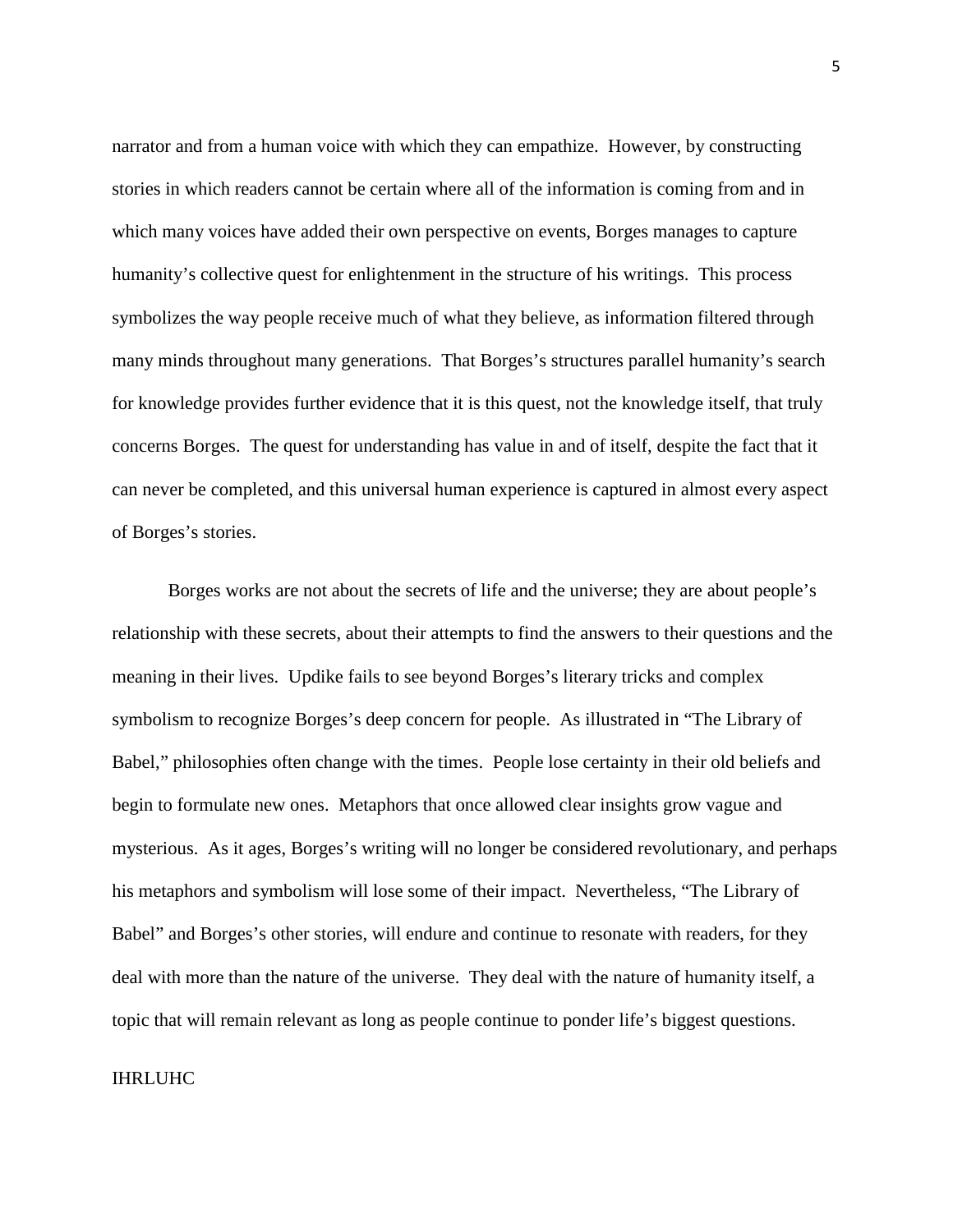narrator and from a human voice with which they can empathize. However, by constructing stories in which readers cannot be certain where all of the information is coming from and in which many voices have added their own perspective on events, Borges manages to capture humanity's collective quest for enlightenment in the structure of his writings. This process symbolizes the way people receive much of what they believe, as information filtered through many minds throughout many generations. That Borges's structures parallel humanity's search for knowledge provides further evidence that it is this quest, not the knowledge itself, that truly concerns Borges. The quest for understanding has value in and of itself, despite the fact that it can never be completed, and this universal human experience is captured in almost every aspect of Borges's stories.

Borges works are not about the secrets of life and the universe; they are about people's relationship with these secrets, about their attempts to find the answers to their questions and the meaning in their lives. Updike fails to see beyond Borges's literary tricks and complex symbolism to recognize Borges's deep concern for people. As illustrated in "The Library of Babel," philosophies often change with the times. People lose certainty in their old beliefs and begin to formulate new ones. Metaphors that once allowed clear insights grow vague and mysterious. As it ages, Borges's writing will no longer be considered revolutionary, and perhaps his metaphors and symbolism will lose some of their impact. Nevertheless, "The Library of Babel" and Borges's other stories, will endure and continue to resonate with readers, for they deal with more than the nature of the universe. They deal with the nature of humanity itself, a topic that will remain relevant as long as people continue to ponder life's biggest questions.

IHRLUHC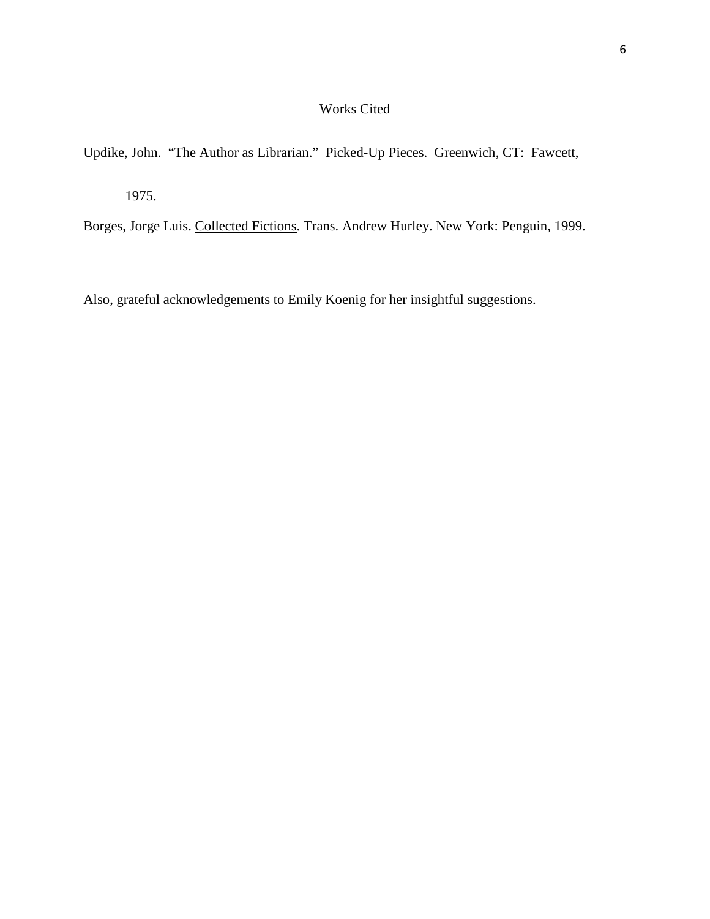# Works Cited

Updike, John. "The Author as Librarian." Picked-Up Pieces. Greenwich, CT: Fawcett, 1975.

Borges, Jorge Luis. Collected Fictions. Trans. Andrew Hurley. New York: Penguin, 1999.

Also, grateful acknowledgements to Emily Koenig for her insightful suggestions.